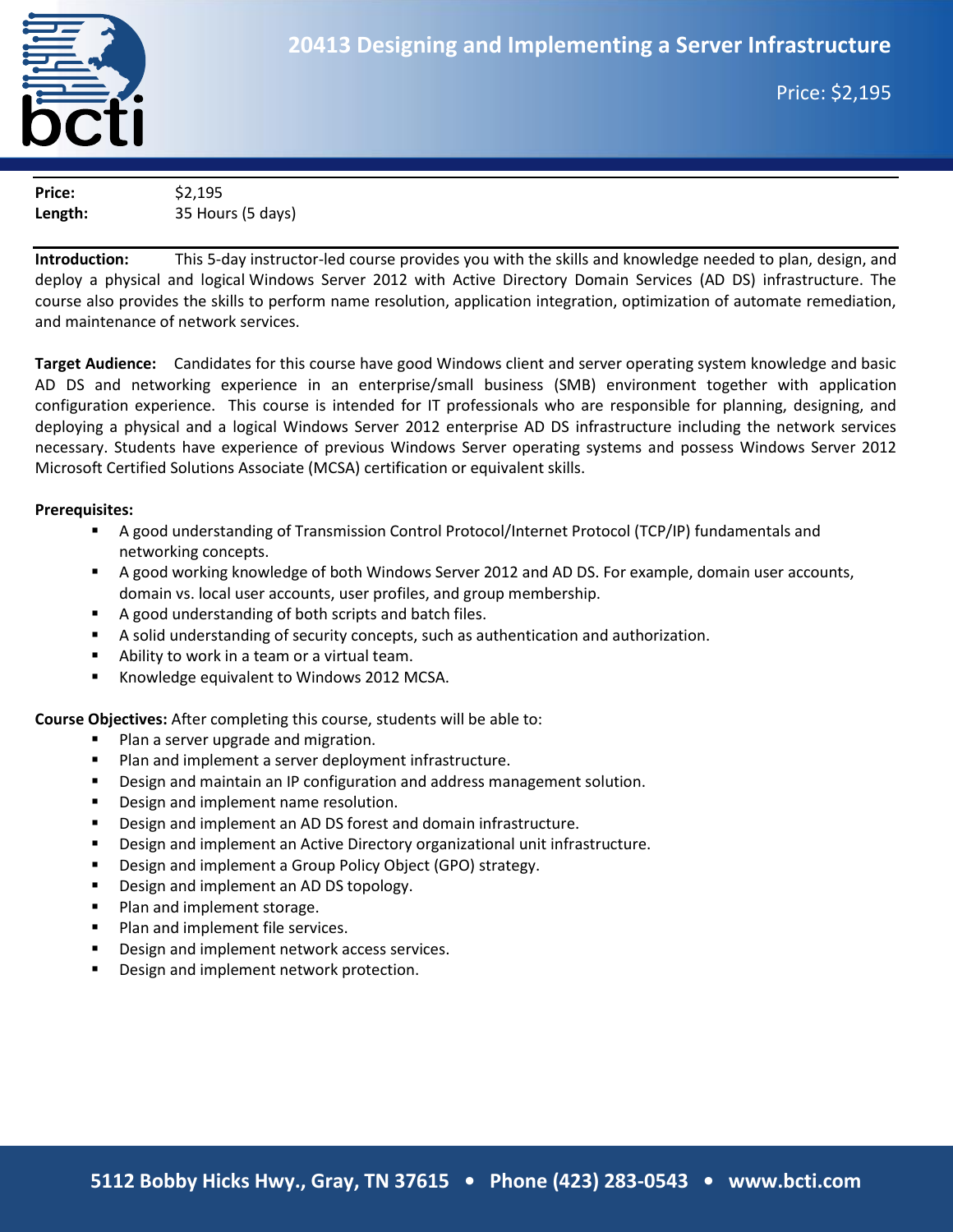# 20413 Designing and Implementing a Server Infrastructure

Price: $2,195

| | |
|---|---|
| **Price:** | $2,195 |
| **Length:** | 35 Hours (5 days) |

**Introduction:** This 5-day instructor-led course provides you with the skills and knowledge needed to plan, design, and deploy a physical and logical Windows Server 2012 with Active Directory Domain Services (AD DS) infrastructure. The course also provides the skills to perform name resolution, application integration, optimization of automate remediation, and maintenance of network services.

**Target Audience:** Candidates for this course have good Windows client and server operating system knowledge and basic AD DS and networking experience in an enterprise/small business (SMB) environment together with application configuration experience. This course is intended for IT professionals who are responsible for planning, designing, and deploying a physical and a logical Windows Server 2012 enterprise AD DS infrastructure including the network services necessary. Students have experience of previous Windows Server operating systems and possess Windows Server 2012 Microsoft Certified Solutions Associate (MCSA) certification or equivalent skills.

**Prerequisites:**

- A good understanding of Transmission Control Protocol/Internet Protocol (TCP/IP) fundamentals and networking concepts.
- A good working knowledge of both Windows Server 2012 and AD DS. For example, domain user accounts, domain vs. local user accounts, user profiles, and group membership.
- A good understanding of both scripts and batch files.
- A solid understanding of security concepts, such as authentication and authorization.
- Ability to work in a team or a virtual team.
- Knowledge equivalent to Windows 2012 MCSA.

**Course Objectives:** After completing this course, students will be able to:

- Plan a server upgrade and migration.
- Plan and implement a server deployment infrastructure.
- Design and maintain an IP configuration and address management solution.
- Design and implement name resolution.
- Design and implement an AD DS forest and domain infrastructure.
- Design and implement an Active Directory organizational unit infrastructure.
- Design and implement a Group Policy Object (GPO) strategy.
- Design and implement an AD DS topology.
- Plan and implement storage.
- Plan and implement file services.
- Design and implement network access services.
- Design and implement network protection.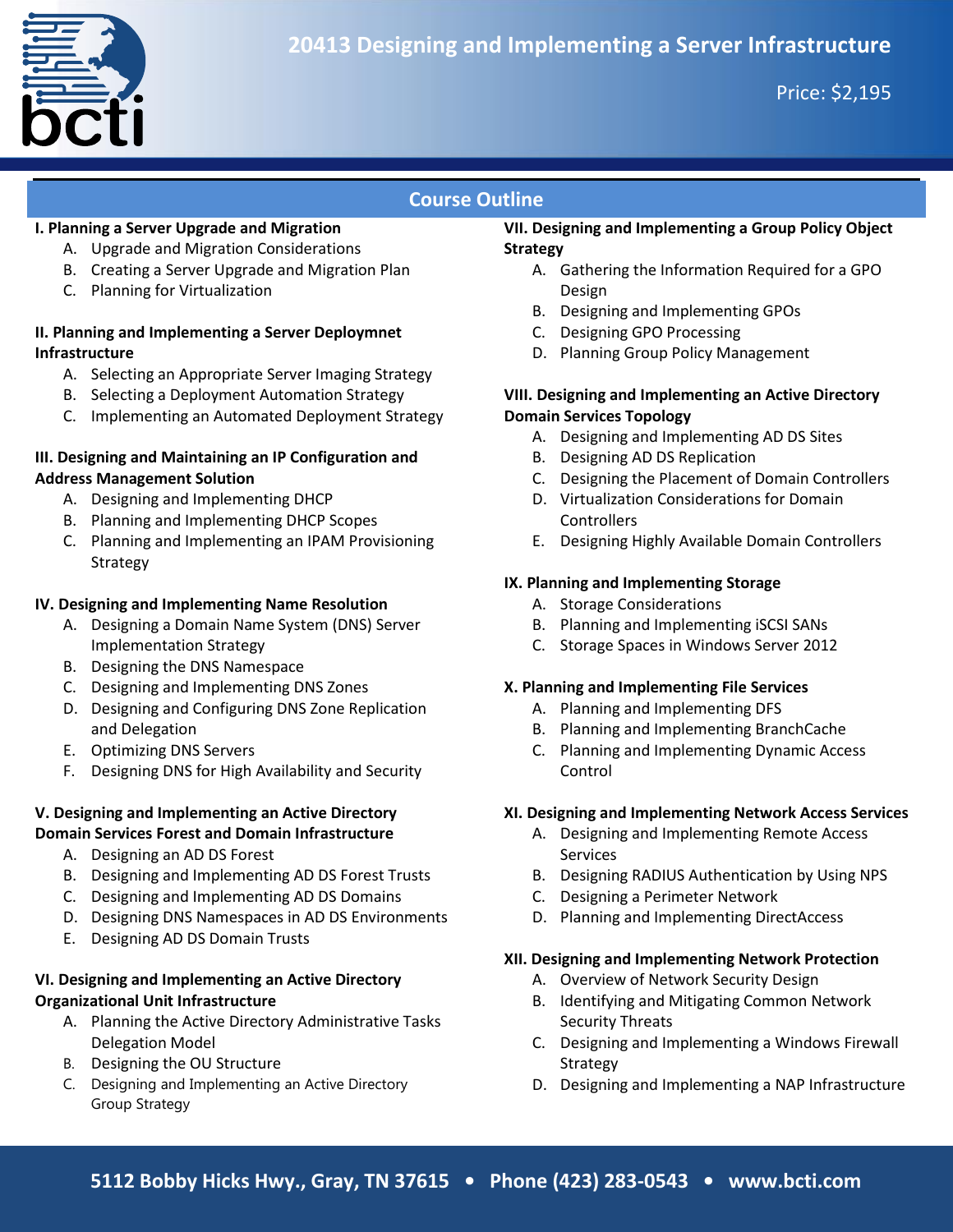# 20413 Designing and Implementing a Server Infrastructure

Price: $2,195

## Course Outline

**I. Planning a Server Upgrade and Migration**

A. Upgrade and Migration Considerations
B. Creating a Server Upgrade and Migration Plan
C. Planning for Virtualization

**II. Planning and Implementing a Server Deploymnet Infrastructure**

A. Selecting an Appropriate Server Imaging Strategy
B. Selecting a Deployment Automation Strategy
C. Implementing an Automated Deployment Strategy

**III. Designing and Maintaining an IP Configuration and Address Management Solution**

A. Designing and Implementing DHCP
B. Planning and Implementing DHCP Scopes
C. Planning and Implementing an IPAM Provisioning Strategy

**IV. Designing and Implementing Name Resolution**

A. Designing a Domain Name System (DNS) Server Implementation Strategy
B. Designing the DNS Namespace
C. Designing and Implementing DNS Zones
D. Designing and Configuring DNS Zone Replication and Delegation
E. Optimizing DNS Servers
F. Designing DNS for High Availability and Security

**V. Designing and Implementing an Active Directory Domain Services Forest and Domain Infrastructure**

A. Designing an AD DS Forest
B. Designing and Implementing AD DS Forest Trusts
C. Designing and Implementing AD DS Domains
D. Designing DNS Namespaces in AD DS Environments
E. Designing AD DS Domain Trusts

**VI. Designing and Implementing an Active Directory Organizational Unit Infrastructure**

A. Planning the Active Directory Administrative Tasks Delegation Model
B. Designing the OU Structure
C. Designing and Implementing an Active Directory Group Strategy

**VII. Designing and Implementing a Group Policy Object Strategy**

A. Gathering the Information Required for a GPO Design
B. Designing and Implementing GPOs
C. Designing GPO Processing
D. Planning Group Policy Management

**VIII. Designing and Implementing an Active Directory Domain Services Topology**

A. Designing and Implementing AD DS Sites
B. Designing AD DS Replication
C. Designing the Placement of Domain Controllers
D. Virtualization Considerations for Domain Controllers
E. Designing Highly Available Domain Controllers

**IX. Planning and Implementing Storage**

A. Storage Considerations
B. Planning and Implementing iSCSI SANs
C. Storage Spaces in Windows Server 2012

**X. Planning and Implementing File Services**

A. Planning and Implementing DFS
B. Planning and Implementing BranchCache
C. Planning and Implementing Dynamic Access Control

**XI. Designing and Implementing Network Access Services**

A. Designing and Implementing Remote Access Services
B. Designing RADIUS Authentication by Using NPS
C. Designing a Perimeter Network
D. Planning and Implementing DirectAccess

**XII. Designing and Implementing Network Protection**

A. Overview of Network Security Design
B. Identifying and Mitigating Common Network Security Threats
C. Designing and Implementing a Windows Firewall Strategy
D. Designing and Implementing a NAP Infrastructure

5112 Bobby Hicks Hwy., Gray, TN 37615 • Phone (423) 283-0543 • www.bcti.com